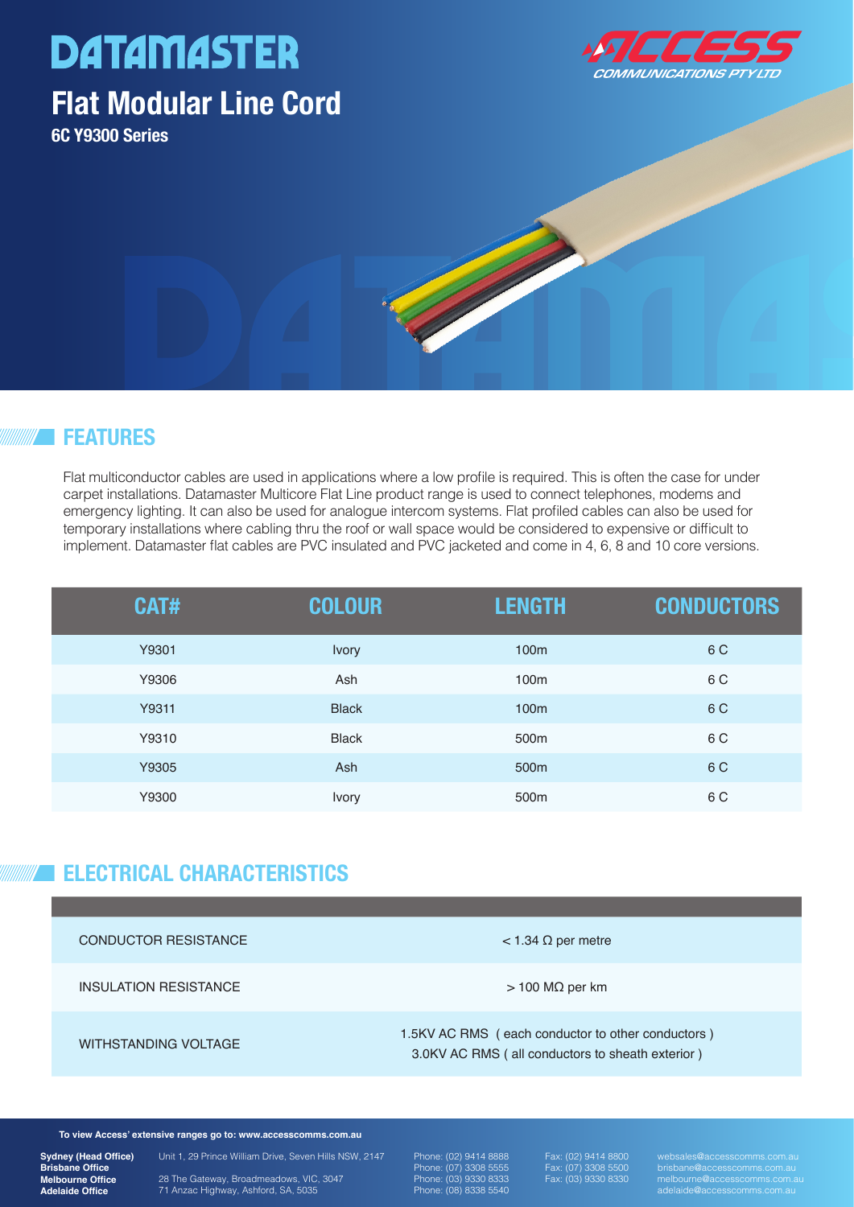# DATAMASTER

## Flat Modular Line Cord

### 6C Y9300 Series

ACCESS COMMUNICATIONS PTY LTD

## FEATURES

Flat multiconductor cables are used in applications where a low profile is required. This is often the case for under carpet installations. Datamaster Multicore Flat Line product range is used to connect telephones, modems and emergency lighting. It can also be used for analogue intercom systems. Flat profiled cables can also be used for temporary installations where cabling thru the roof or wall space would be considered to expensive or difficult to implement. Datamaster flat cables are PVC insulated and PVC jacketed and come in 4, 6, 8 and 10 core versions.

| CAT# | COLOUR | LENGTH | CONDUCTORS |
|---|---|---|---|
| Y9301 | Ivory | 100m | 6 C |
| Y9306 | Ash | 100m | 6 C |
| Y9311 | Black | 100m | 6 C |
| Y9310 | Black | 500m | 6 C |
| Y9305 | Ash | 500m | 6 C |
| Y9300 | Ivory | 500m | 6 C |

## ELECTRICAL CHARACTERISTICS

| | |
|---|---|
| CONDUCTOR RESISTANCE | < 1.34 Ω per metre |
| INSULATION RESISTANCE | > 100 MΩ per km |
| WITHSTANDING VOLTAGE | 1.5KV AC RMS ( each conductor to other conductors )<br>3.0KV AC RMS ( all conductors to sheath exterior ) |

**To view Access' extensive ranges go to: www.accesscomms.com.au**

| Office | Address | Phone | Fax | Email |
|---|---|---|---|---|
| **Sydney (Head Office)** | Unit 1, 29 Prince William Drive, Seven Hills NSW, 2147 | Phone: (02) 9414 8888 | Fax: (02) 9414 8800 | websales@accesscomms.com.au |
| **Brisbane Office** | | Phone: (07) 3308 5555 | Fax: (07) 3308 5500 | brisbane@accesscomms.com.au |
| **Melbourne Office** | 28 The Gateway, Broadmeadows, VIC, 3047 | Phone: (03) 9330 8333 | Fax: (03) 9330 8330 | melbourne@accesscomms.com.au |
| **Adelaide Office** | 71 Anzac Highway, Ashford, SA, 5035 | Phone: (08) 8338 5540 | | adelaide@accesscomms.com.au |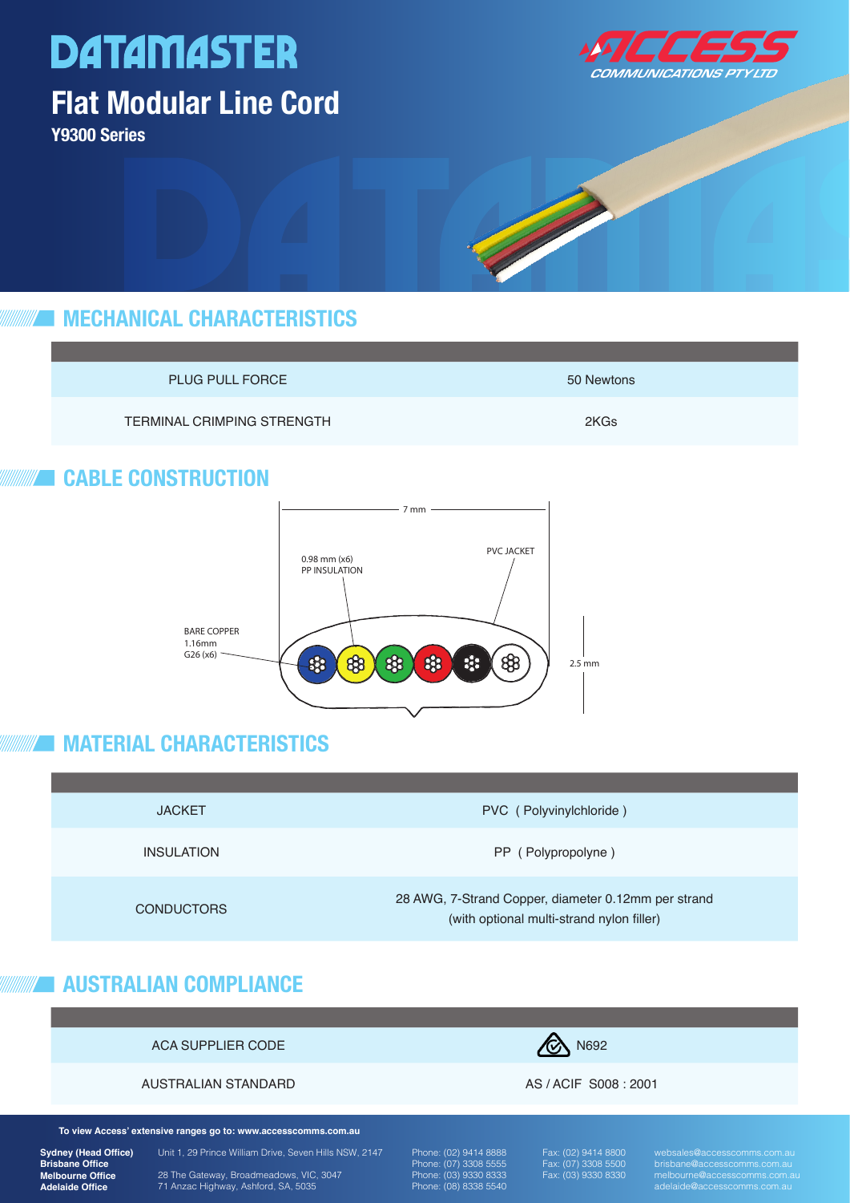# DATAMASTER

## Flat Modular Line Cord

**Y9300 Series**

ACCESS COMMUNICATIONS PTY LTD

## MECHANICAL CHARACTERISTICS

| | |
|---|---|
| PLUG PULL FORCE | 50 Newtons |
| TERMINAL CRIMPING STRENGTH | 2KGs |

## CABLE CONSTRUCTION

7 mm

0.98 mm (x6)
PP INSULATION

PVC JACKET

BARE COPPER
1.16mm
G26 (x6)

2.5 mm

## MATERIAL CHARACTERISTICS

| | |
|---|---|
| JACKET | PVC ( Polyvinylchloride ) |
| INSULATION | PP ( Polypropolyne ) |
| CONDUCTORS | 28 AWG, 7-Strand Copper, diameter 0.12mm per strand (with optional multi-strand nylon filler) |

## AUSTRALIAN COMPLIANCE

| | |
|---|---|
| ACA SUPPLIER CODE | N692 |
| AUSTRALIAN STANDARD | AS / ACIF S008 : 2001 |

**To view Access' extensive ranges go to: www.accesscomms.com.au**

| | | | | |
|---|---|---|---|---|
| **Sydney (Head Office)** | Unit 1, 29 Prince William Drive, Seven Hills NSW, 2147 | Phone: (02) 9414 8888 | Fax: (02) 9414 8800 | websales@accesscomms.com.au |
| **Brisbane Office** | | Phone: (07) 3308 5555 | Fax: (07) 3308 5500 | brisbane@accesscomms.com.au |
| **Melbourne Office** | 28 The Gateway, Broadmeadows, VIC, 3047 | Phone: (03) 9330 8333 | Fax: (03) 9330 8330 | melbourne@accesscomms.com.au |
| **Adelaide Office** | 71 Anzac Highway, Ashford, SA, 5035 | Phone: (08) 8338 5540 | | adelaide@accesscomms.com.au |